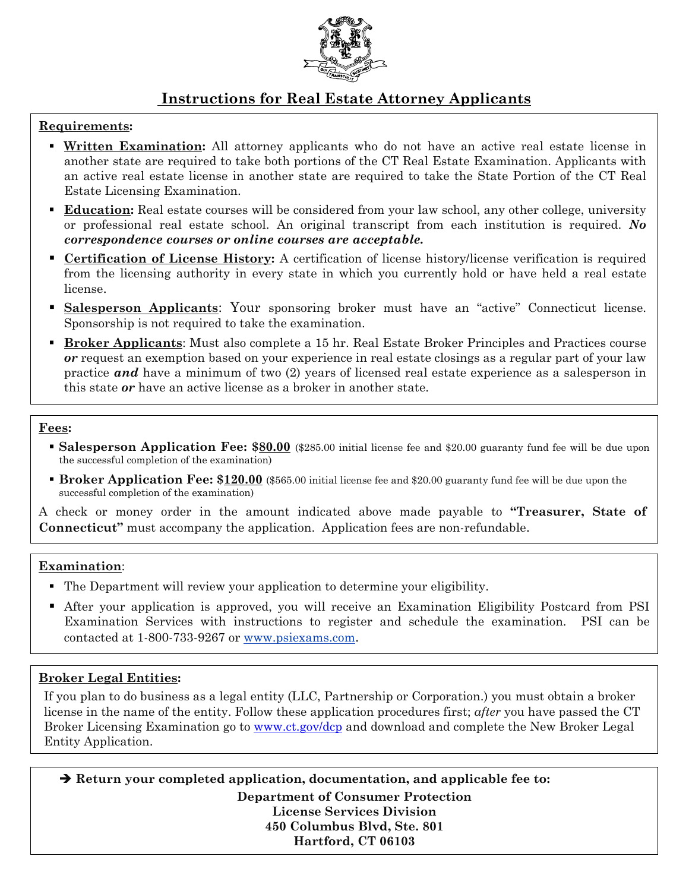# Instructions for Real Estate Attorney Applicants

## Requirements:

- **Written Examination:** All attorney applicants who do not have an active real estate license in another state are required to take both portions of the CT Real Estate Examination. Applicants with an active real estate license in another state are required to take the State Portion of the CT Real Estate Licensing Examination.
- **Education:** Real estate courses will be considered from your law school, any other college, university or professional real estate school. An original transcript from each institution is required. ***No correspondence courses or online courses are acceptable.***
- **Certification of License History:** A certification of license history/license verification is required from the licensing authority in every state in which you currently hold or have held a real estate license.
- **Salesperson Applicants**: Your sponsoring broker must have an "active" Connecticut license. Sponsorship is not required to take the examination.
- **Broker Applicants**: Must also complete a 15 hr. Real Estate Broker Principles and Practices course ***or*** request an exemption based on your experience in real estate closings as a regular part of your law practice ***and*** have a minimum of two (2) years of licensed real estate experience as a salesperson in this state ***or*** have an active license as a broker in another state.

## Fees:

- **Salesperson Application Fee: $80.00** ($285.00 initial license fee and $20.00 guaranty fund fee will be due upon the successful completion of the examination)
- **Broker Application Fee: $120.00** ($565.00 initial license fee and $20.00 guaranty fund fee will be due upon the successful completion of the examination)

A check or money order in the amount indicated above made payable to **"Treasurer, State of Connecticut"** must accompany the application. Application fees are non-refundable.

## Examination:

- The Department will review your application to determine your eligibility.
- After your application is approved, you will receive an Examination Eligibility Postcard from PSI Examination Services with instructions to register and schedule the examination. PSI can be contacted at 1-800-733-9267 or www.psiexams.com.

## Broker Legal Entities:

If you plan to do business as a legal entity (LLC, Partnership or Corporation.) you must obtain a broker license in the name of the entity. Follow these application procedures first; *after* you have passed the CT Broker Licensing Examination go to www.ct.gov/dcp and download and complete the New Broker Legal Entity Application.

**➔ Return your completed application, documentation, and applicable fee to:**

**Department of Consumer Protection**
**License Services Division**
**450 Columbus Blvd, Ste. 801**
**Hartford, CT 06103**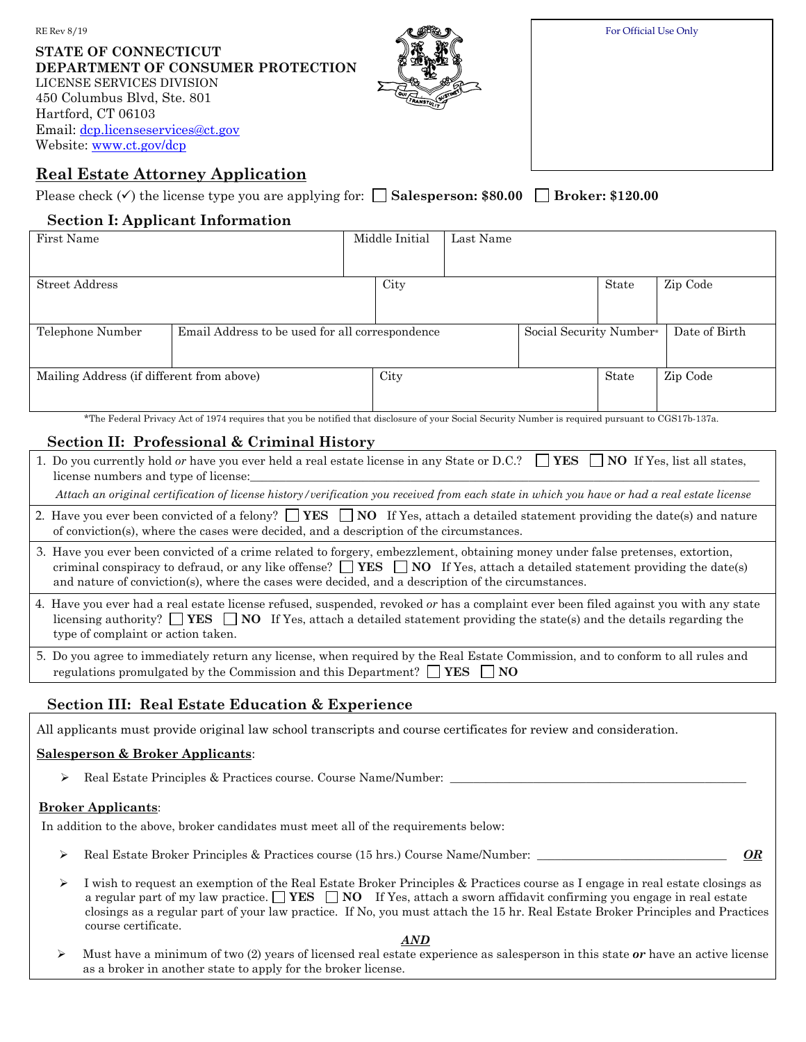RE Rev 8/19

**STATE OF CONNECTICUT**
**DEPARTMENT OF CONSUMER PROTECTION**
LICENSE SERVICES DIVISION
450 Columbus Blvd, Ste. 801
Hartford, CT 06103
Email: dcp.licenseservices@ct.gov
Website: www.ct.gov/dcp

For Official Use Only

## Real Estate Attorney Application

Please check (✓) the license type you are applying for: ☐ **Salesperson: $80.00** ☐ **Broker: $120.00**

### Section I: Applicant Information

| First Name | Middle Initial | Last Name | |
|---|---|---|---|
| | | | |

| Street Address | City | State | Zip Code |
|---|---|---|---|
| | | | |

| Telephone Number | Email Address to be used for all correspondence | Social Security Number* | Date of Birth |
|---|---|---|---|
| | | | |

| Mailing Address (if different from above) | City | State | Zip Code |
|---|---|---|---|
| | | | |

*The Federal Privacy Act of 1974 requires that you be notified that disclosure of your Social Security Number is required pursuant to CGS17b-137a.

### Section II: Professional & Criminal History

1. Do you currently hold *or* have you ever held a real estate license in any State or D.C.? ☐ **YES** ☐ **NO** If Yes, list all states, license numbers and type of license:\_\_\_\_\_\_\_\_\_\_\_\_\_\_\_\_\_\_\_\_\_\_\_\_\_\_\_\_\_\_\_\_\_\_\_\_\_\_\_\_

   *Attach an original certification of license history/verification you received from each state in which you have or had a real estate license*

2. Have you ever been convicted of a felony? ☐ **YES** ☐ **NO** If Yes, attach a detailed statement providing the date(s) and nature of conviction(s), where the cases were decided, and a description of the circumstances.

3. Have you ever been convicted of a crime related to forgery, embezzlement, obtaining money under false pretenses, extortion, criminal conspiracy to defraud, or any like offense? ☐ **YES** ☐ **NO** If Yes, attach a detailed statement providing the date(s) and nature of conviction(s), where the cases were decided, and a description of the circumstances.

4. Have you ever had a real estate license refused, suspended, revoked *or* has a complaint ever been filed against you with any state licensing authority? ☐ **YES** ☐ **NO** If Yes, attach a detailed statement providing the state(s) and the details regarding the type of complaint or action taken.

5. Do you agree to immediately return any license, when required by the Real Estate Commission, and to conform to all rules and regulations promulgated by the Commission and this Department? ☐ **YES** ☐ **NO**

### Section III: Real Estate Education & Experience

All applicants must provide original law school transcripts and course certificates for review and consideration.

**Salesperson & Broker Applicants**:

- Real Estate Principles & Practices course. Course Name/Number: \_\_\_\_\_\_\_\_\_\_\_\_\_\_\_\_\_\_\_\_\_\_\_\_\_\_\_\_\_\_\_\_\_\_\_\_

**Broker Applicants**:

In addition to the above, broker candidates must meet all of the requirements below:

- Real Estate Broker Principles & Practices course (15 hrs.) Course Name/Number: \_\_\_\_\_\_\_\_\_\_\_\_\_\_\_\_\_\_\_\_\_\_\_\_ ***OR***
- I wish to request an exemption of the Real Estate Broker Principles & Practices course as I engage in real estate closings as a regular part of my law practice. ☐ **YES** ☐ **NO** If Yes, attach a sworn affidavit confirming you engage in real estate closings as a regular part of your law practice. If No, you must attach the 15 hr. Real Estate Broker Principles and Practices course certificate.

***AND***

- Must have a minimum of two (2) years of licensed real estate experience as salesperson in this state ***or*** have an active license as a broker in another state to apply for the broker license.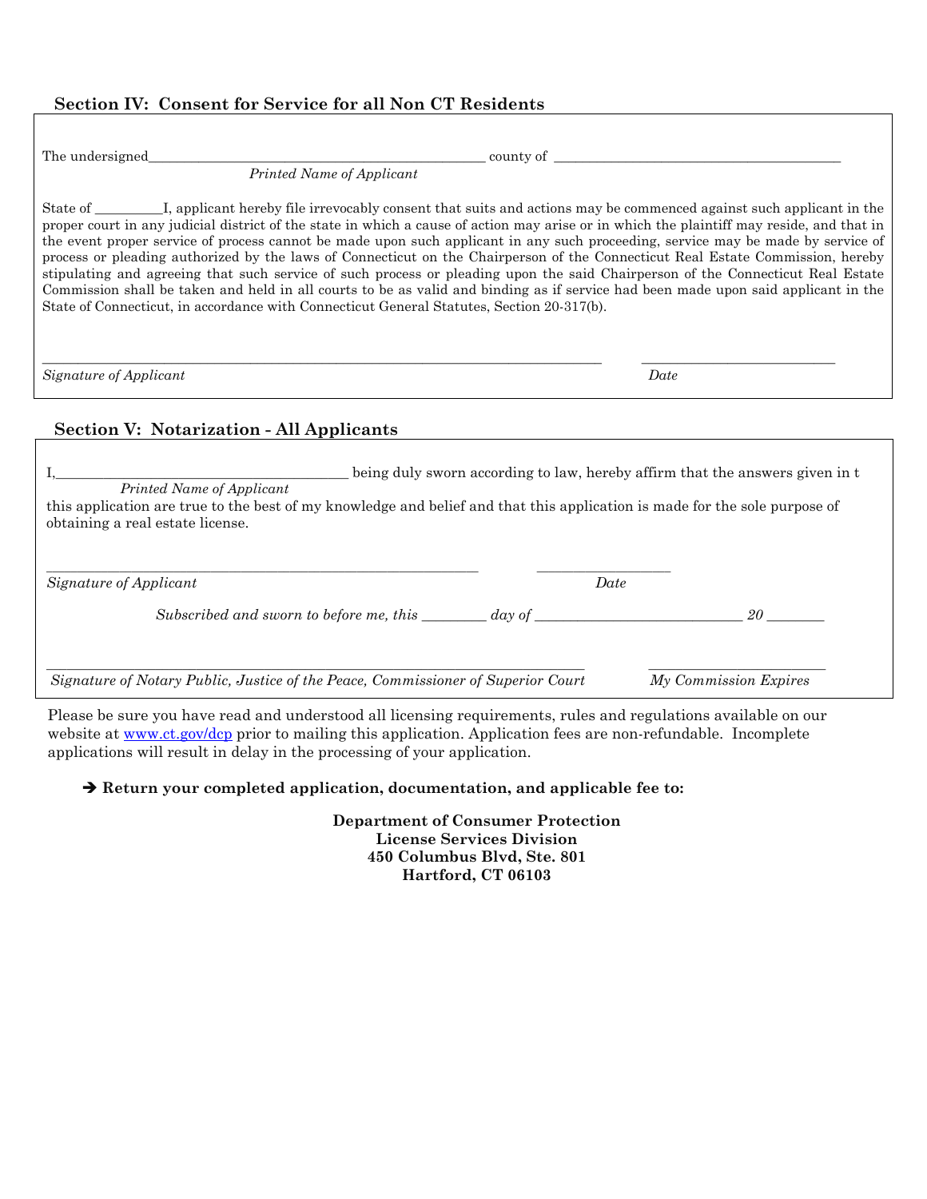## Section IV: Consent for Service for all Non CT Residents

The undersigned_______________________________________________ county of _________________________________________

*Printed Name of Applicant*

State of _________I, applicant hereby file irrevocably consent that suits and actions may be commenced against such applicant in the proper court in any judicial district of the state in which a cause of action may arise or in which the plaintiff may reside, and that in the event proper service of process cannot be made upon such applicant in any such proceeding, service may be made by service of process or pleading authorized by the laws of Connecticut on the Chairperson of the Connecticut Real Estate Commission, hereby stipulating and agreeing that such service of such process or pleading upon the said Chairperson of the Connecticut Real Estate Commission shall be taken and held in all courts to be as valid and binding as if service had been made upon said applicant in the State of Connecticut, in accordance with Connecticut General Statutes, Section 20-317(b).

_______________________________________________________________________________ ___________________________

*Signature of Applicant* *Date*

## Section V: Notarization - All Applicants

I,_________________________________________ being duly sworn according to law, hereby affirm that the answers given in t

*Printed Name of Applicant*

this application are true to the best of my knowledge and belief and that this application is made for the sole purpose of obtaining a real estate license.

_____________________________________________________________ ___________________

*Signature of Applicant* *Date*

*Subscribed and sworn to before me, this* _________ *day of* _____________________________ *20* ________

____________________________________________________________________________ _________________________

*Signature of Notary Public, Justice of the Peace, Commissioner of Superior Court* *My Commission Expires*

Please be sure you have read and understood all licensing requirements, rules and regulations available on our website at www.ct.gov/dcp prior to mailing this application. Application fees are non-refundable. Incomplete applications will result in delay in the processing of your application.

➔ **Return your completed application, documentation, and applicable fee to:**

**Department of Consumer Protection**
**License Services Division**
**450 Columbus Blvd, Ste. 801**
**Hartford, CT 06103**